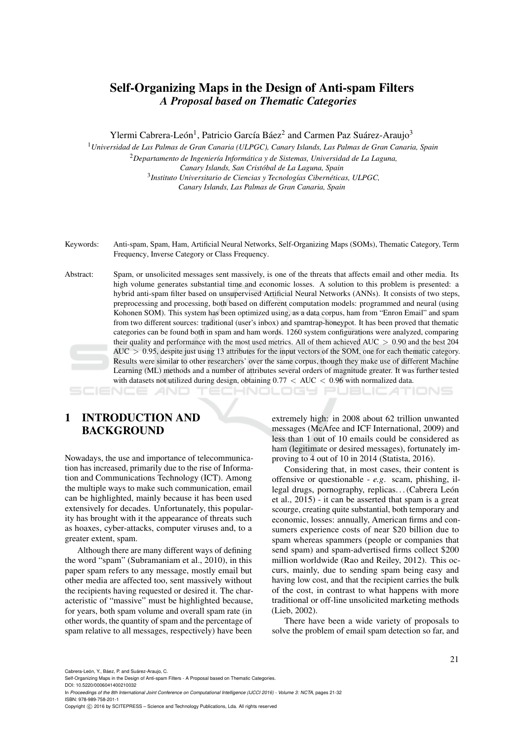# Self-Organizing Maps in the Design of Anti-spam Filters

## *A Proposal based on Thematic Categories*

Ylermi Cabrera-León[1], Patricio García Báez[2] and Carmen Paz Suárez-Araujo[3]

[1] *Universidad de Las Palmas de Gran Canaria (ULPGC), Canary Islands, Las Palmas de Gran Canaria, Spain*

[2] *Departamento de Ingeniería Informática y de Sistemas, Universidad de La Laguna, Canary Islands, San Cristóbal de La Laguna, Spain*

[3] *Instituto Universitario de Ciencias y Tecnologías Cibernéticas, ULPGC, Canary Islands, Las Palmas de Gran Canaria, Spain*

Keywords: Anti-spam, Spam, Ham, Artificial Neural Networks, Self-Organizing Maps (SOMs), Thematic Category, Term Frequency, Inverse Category or Class Frequency.

Abstract: Spam, or unsolicited messages sent massively, is one of the threats that affects email and other media. Its high volume generates substantial time and economic losses. A solution to this problem is presented: a hybrid anti-spam filter based on unsupervised Artificial Neural Networks (ANNs). It consists of two steps, preprocessing and processing, both based on different computation models: programmed and neural (using Kohonen SOM). This system has been optimized using, as a data corpus, ham from "Enron Email" and spam from two different sources: traditional (user's inbox) and spamtrap-honeypot. It has been proved that thematic categories can be found both in spam and ham words. 1260 system configurations were analyzed, comparing their quality and performance with the most used metrics. All of them achieved AUC $> 0.90$ and the best 204 AUC $> 0.95$, despite just using 13 attributes for the input vectors of the SOM, one for each thematic category. Results were similar to other researchers' over the same corpus, though they make use of different Machine Learning (ML) methods and a number of attributes several orders of magnitude greater. It was further tested with datasets not utilized during design, obtaining $0.77 < \text{AUC} < 0.96$ with normalized data.

## 1 INTRODUCTION AND BACKGROUND

Nowadays, the use and importance of telecommunication has increased, primarily due to the rise of Information and Communications Technology (ICT). Among the multiple ways to make such communication, email can be highlighted, mainly because it has been used extensively for decades. Unfortunately, this popularity has brought with it the appearance of threats such as hoaxes, cyber-attacks, computer viruses and, to a greater extent, spam.

Although there are many different ways of defining the word "spam" (Subramaniam et al., 2010), in this paper spam refers to any message, mostly email but other media are affected too, sent massively without the recipients having requested or desired it. The characteristic of "massive" must be highlighted because, for years, both spam volume and overall spam rate (in other words, the quantity of spam and the percentage of spam relative to all messages, respectively) have been extremely high: in 2008 about 62 trillion unwanted messages (McAfee and ICF International, 2009) and less than 1 out of 10 emails could be considered as ham (legitimate or desired messages), fortunately improving to 4 out of 10 in 2014 (Statista, 2016).

Considering that, in most cases, their content is offensive or questionable - *e.g.* scam, phishing, illegal drugs, pornography, replicas... (Cabrera León et al., 2015) - it can be asserted that spam is a great scourge, creating quite substantial, both temporary and economic, losses: annually, American firms and consumers experience costs of near $20 billion due to spam whereas spammers (people or companies that send spam) and spam-advertised firms collect $200 million worldwide (Rao and Reiley, 2012). This occurs, mainly, due to sending spam being easy and having low cost, and that the recipient carries the bulk of the cost, in contrast to what happens with more traditional or off-line unsolicited marketing methods (Lieb, 2002).

There have been a wide variety of proposals to solve the problem of email spam detection so far, and

Cabrera-León, Y., Báez, P. and Suárez-Araujo, C.
Self-Organizing Maps in the Design of Anti-spam Filters - A Proposal based on Thematic Categories.
DOI: 10.5220/0006041400210032
In *Proceedings of the 8th International Joint Conference on Computational Intelligence (IJCCI 2016) - Volume 3: NCTA*, pages 21-32
ISBN: 978-989-758-201-1
Copyright © 2016 by SCITEPRESS – Science and Technology Publications, Lda. All rights reserved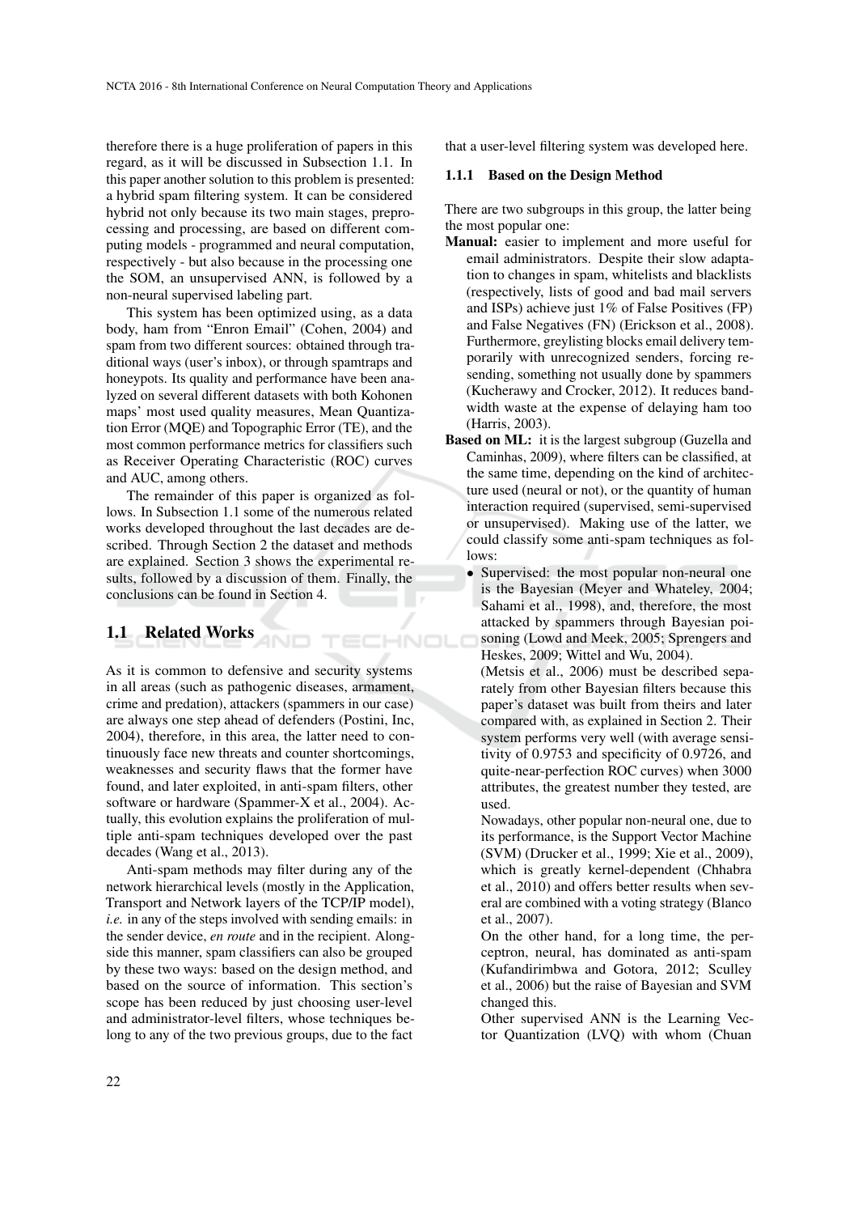therefore there is a huge proliferation of papers in this regard, as it will be discussed in Subsection 1.1. In this paper another solution to this problem is presented: a hybrid spam filtering system. It can be considered hybrid not only because its two main stages, preprocessing and processing, are based on different computing models - programmed and neural computation, respectively - but also because in the processing one the SOM, an unsupervised ANN, is followed by a non-neural supervised labeling part.

This system has been optimized using, as a data body, ham from "Enron Email" (Cohen, 2004) and spam from two different sources: obtained through traditional ways (user's inbox), or through spamtraps and honeypots. Its quality and performance have been analyzed on several different datasets with both Kohonen maps' most used quality measures, Mean Quantization Error (MQE) and Topographic Error (TE), and the most common performance metrics for classifiers such as Receiver Operating Characteristic (ROC) curves and AUC, among others.

The remainder of this paper is organized as follows. In Subsection 1.1 some of the numerous related works developed throughout the last decades are described. Through Section 2 the dataset and methods are explained. Section 3 shows the experimental results, followed by a discussion of them. Finally, the conclusions can be found in Section 4.

## 1.1 Related Works

As it is common to defensive and security systems in all areas (such as pathogenic diseases, armament, crime and predation), attackers (spammers in our case) are always one step ahead of defenders (Postini, Inc, 2004), therefore, in this area, the latter need to continuously face new threats and counter shortcomings, weaknesses and security flaws that the former have found, and later exploited, in anti-spam filters, other software or hardware (Spammer-X et al., 2004). Actually, this evolution explains the proliferation of multiple anti-spam techniques developed over the past decades (Wang et al., 2013).

Anti-spam methods may filter during any of the network hierarchical levels (mostly in the Application, Transport and Network layers of the TCP/IP model), *i.e.* in any of the steps involved with sending emails: in the sender device, *en route* and in the recipient. Alongside this manner, spam classifiers can also be grouped by these two ways: based on the design method, and based on the source of information. This section's scope has been reduced by just choosing user-level and administrator-level filters, whose techniques belong to any of the two previous groups, due to the fact that a user-level filtering system was developed here.

### 1.1.1 Based on the Design Method

There are two subgroups in this group, the latter being the most popular one:

**Manual:** easier to implement and more useful for email administrators. Despite their slow adaptation to changes in spam, whitelists and blacklists (respectively, lists of good and bad mail servers and ISPs) achieve just 1% of False Positives (FP) and False Negatives (FN) (Erickson et al., 2008). Furthermore, greylisting blocks email delivery temporarily with unrecognized senders, forcing resending, something not usually done by spammers (Kucherawy and Crocker, 2012). It reduces bandwidth waste at the expense of delaying ham too (Harris, 2003).

**Based on ML:** it is the largest subgroup (Guzella and Caminhas, 2009), where filters can be classified, at the same time, depending on the kind of architecture used (neural or not), or the quantity of human interaction required (supervised, semi-supervised or unsupervised). Making use of the latter, we could classify some anti-spam techniques as follows:

- Supervised: the most popular non-neural one is the Bayesian (Meyer and Whateley, 2004; Sahami et al., 1998), and, therefore, the most attacked by spammers through Bayesian poisoning (Lowd and Meek, 2005; Sprengers and Heskes, 2009; Wittel and Wu, 2004).

  (Metsis et al., 2006) must be described separately from other Bayesian filters because this paper's dataset was built from theirs and later compared with, as explained in Section 2. Their system performs very well (with average sensitivity of 0.9753 and specificity of 0.9726, and quite-near-perfection ROC curves) when 3000 attributes, the greatest number they tested, are used.

  Nowadays, other popular non-neural one, due to its performance, is the Support Vector Machine (SVM) (Drucker et al., 1999; Xie et al., 2009), which is greatly kernel-dependent (Chhabra et al., 2010) and offers better results when several are combined with a voting strategy (Blanco et al., 2007).

  On the other hand, for a long time, the perceptron, neural, has dominated as anti-spam (Kufandirimbwa and Gotora, 2012; Sculley et al., 2006) but the raise of Bayesian and SVM changed this.

  Other supervised ANN is the Learning Vector Quantization (LVQ) with whom (Chuan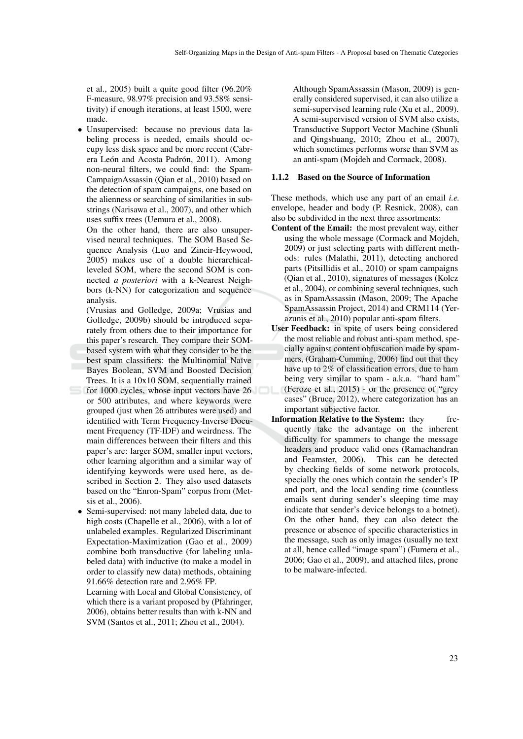et al., 2005) built a quite good filter (96.20% F-measure, 98.97% precision and 93.58% sensitivity) if enough iterations, at least 1500, were made.

- Unsupervised: because no previous data labeling process is needed, emails should occupy less disk space and be more recent (Cabrera León and Acosta Padrón, 2011). Among non-neural filters, we could find: the SpamCampaignAssassin (Qian et al., 2010) based on the detection of spam campaigns, one based on the alienness or searching of similarities in substrings (Narisawa et al., 2007), and other which uses suffix trees (Uemura et al., 2008).

  On the other hand, there are also unsupervised neural techniques. The SOM Based Sequence Analysis (Luo and Zincir-Heywood, 2005) makes use of a double hierarchical-leveled SOM, where the second SOM is connected *a posteriori* with a k-Nearest Neighbors (k-NN) for categorization and sequence analysis.

  (Vrusias and Golledge, 2009a; Vrusias and Golledge, 2009b) should be introduced separately from others due to their importance for this paper's research. They compare their SOM-based system with what they consider to be the best spam classifiers: the Multinomial Naïve Bayes Boolean, SVM and Boosted Decision Trees. It is a 10x10 SOM, sequentially trained for 1000 cycles, whose input vectors have 26 or 500 attributes, and where keywords were grouped (just when 26 attributes were used) and identified with Term Frequency·Inverse Document Frequency (TF·IDF) and weirdness. The main differences between their filters and this paper's are: larger SOM, smaller input vectors, other learning algorithm and a similar way of identifying keywords were used here, as described in Section 2. They also used datasets based on the "Enron-Spam" corpus from (Metsis et al., 2006).

- Semi-supervised: not many labeled data, due to high costs (Chapelle et al., 2006), with a lot of unlabeled examples. Regularized Discriminant Expectation-Maximization (Gao et al., 2009) combine both transductive (for labeling unlabeled data) with inductive (to make a model in order to classify new data) methods, obtaining 91.66% detection rate and 2.96% FP.

  Learning with Local and Global Consistency, of which there is a variant proposed by (Pfahringer, 2006), obtains better results than with k-NN and SVM (Santos et al., 2011; Zhou et al., 2004).

  Although SpamAssassin (Mason, 2009) is generally considered supervised, it can also utilize a semi-supervised learning rule (Xu et al., 2009). A semi-supervised version of SVM also exists, Transductive Support Vector Machine (Shunli and Qingshuang, 2010; Zhou et al., 2007), which sometimes performs worse than SVM as an anti-spam (Mojdeh and Cormack, 2008).

#### 1.1.2 Based on the Source of Information

These methods, which use any part of an email *i.e.* envelope, header and body (P. Resnick, 2008), can also be subdivided in the next three assortments:

**Content of the Email:** the most prevalent way, either using the whole message (Cormack and Mojdeh, 2009) or just selecting parts with different methods: rules (Malathi, 2011), detecting anchored parts (Pitsillidis et al., 2010) or spam campaigns (Qian et al., 2010), signatures of messages (Kolcz et al., 2004), or combining several techniques, such as in SpamAssassin (Mason, 2009; The Apache SpamAssassin Project, 2014) and CRM114 (Yerazunis et al., 2010) popular anti-spam filters.

**User Feedback:** in spite of users being considered the most reliable and robust anti-spam method, specially against content obfuscation made by spammers, (Graham-Cumming, 2006) find out that they have up to 2% of classification errors, due to ham being very similar to spam - a.k.a. "hard ham" (Feroze et al., 2015) - or the presence of "grey cases" (Bruce, 2012), where categorization has an important subjective factor.

**Information Relative to the System:** they frequently take the advantage on the inherent difficulty for spammers to change the message headers and produce valid ones (Ramachandran and Feamster, 2006). This can be detected by checking fields of some network protocols, specially the ones which contain the sender's IP and port, and the local sending time (countless emails sent during sender's sleeping time may indicate that sender's device belongs to a botnet). On the other hand, they can also detect the presence or absence of specific characteristics in the message, such as only images (usually no text at all, hence called "image spam") (Fumera et al., 2006; Gao et al., 2009), and attached files, prone to be malware-infected.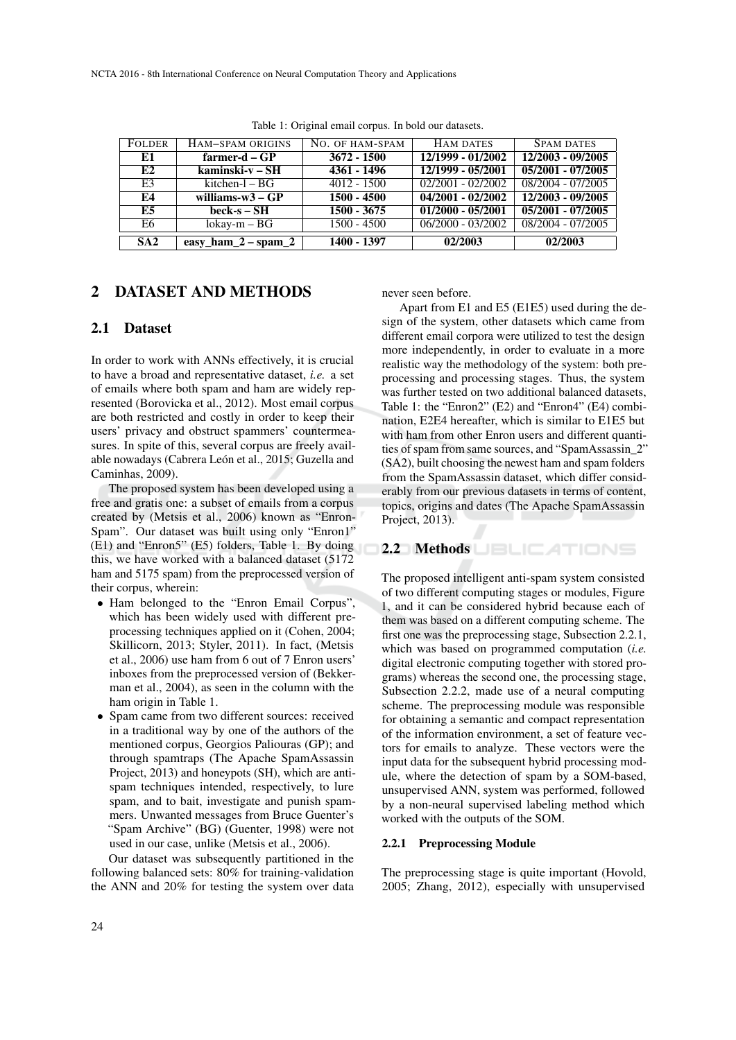Table 1: Original email corpus. In bold our datasets.

| FOLDER | HAM–SPAM ORIGINS | NO. OF HAM-SPAM | HAM DATES | SPAM DATES |
|---|---|---|---|---|
| **E1** | **farmer-d – GP** | **3672 - 1500** | **12/1999 - 01/2002** | **12/2003 - 09/2005** |
| **E2** | **kaminski-v – SH** | **4361 - 1496** | **12/1999 - 05/2001** | **05/2001 - 07/2005** |
| E3 | kitchen-l – BG | 4012 - 1500 | 02/2001 - 02/2002 | 08/2004 - 07/2005 |
| **E4** | **williams-w3 – GP** | **1500 - 4500** | **04/2001 - 02/2002** | **12/2003 - 09/2005** |
| **E5** | **beck-s – SH** | **1500 - 3675** | **01/2000 - 05/2001** | **05/2001 - 07/2005** |
| E6 | lokay-m – BG | 1500 - 4500 | 06/2000 - 03/2002 | 08/2004 - 07/2005 |
| **SA2** | **easy_ham_2 – spam_2** | **1400 - 1397** | **02/2003** | **02/2003** |

## 2 DATASET AND METHODS

### 2.1 Dataset

In order to work with ANNs effectively, it is crucial to have a broad and representative dataset, *i.e.* a set of emails where both spam and ham are widely represented (Borovicka et al., 2012). Most email corpus are both restricted and costly in order to keep their users' privacy and obstruct spammers' countermeasures. In spite of this, several corpus are freely available nowadays (Cabrera León et al., 2015; Guzella and Caminhas, 2009).

The proposed system has been developed using a free and gratis one: a subset of emails from a corpus created by (Metsis et al., 2006) known as "Enron-Spam". Our dataset was built using only "Enron1" (E1) and "Enron5" (E5) folders, Table 1. By doing this, we have worked with a balanced dataset (5172 ham and 5175 spam) from the preprocessed version of their corpus, wherein:

- Ham belonged to the "Enron Email Corpus", which has been widely used with different preprocessing techniques applied on it (Cohen, 2004; Skillicorn, 2013; Styler, 2011). In fact, (Metsis et al., 2006) use ham from 6 out of 7 Enron users' inboxes from the preprocessed version of (Bekkerman et al., 2004), as seen in the column with the ham origin in Table 1.
- Spam came from two different sources: received in a traditional way by one of the authors of the mentioned corpus, Georgios Paliouras (GP); and through spamtraps (The Apache SpamAssassin Project, 2013) and honeypots (SH), which are anti-spam techniques intended, respectively, to lure spam, and to bait, investigate and punish spammers. Unwanted messages from Bruce Guenter's "Spam Archive" (BG) (Guenter, 1998) were not used in our case, unlike (Metsis et al., 2006).

Our dataset was subsequently partitioned in the following balanced sets: 80% for training-validation the ANN and 20% for testing the system over data never seen before.

Apart from E1 and E5 (E1E5) used during the design of the system, other datasets which came from different email corpora were utilized to test the design more independently, in order to evaluate in a more realistic way the methodology of the system: both preprocessing and processing stages. Thus, the system was further tested on two additional balanced datasets, Table 1: the "Enron2" (E2) and "Enron4" (E4) combination, E2E4 hereafter, which is similar to E1E5 but with ham from other Enron users and different quantities of spam from same sources, and "SpamAssassin_2" (SA2), built choosing the newest ham and spam folders from the SpamAssassin dataset, which differ considerably from our previous datasets in terms of content, topics, origins and dates (The Apache SpamAssassin Project, 2013).

### 2.2 Methods

The proposed intelligent anti-spam system consisted of two different computing stages or modules, Figure 1, and it can be considered hybrid because each of them was based on a different computing scheme. The first one was the preprocessing stage, Subsection 2.2.1, which was based on programmed computation (*i.e.* digital electronic computing together with stored programs) whereas the second one, the processing stage, Subsection 2.2.2, made use of a neural computing scheme. The preprocessing module was responsible for obtaining a semantic and compact representation of the information environment, a set of feature vectors for emails to analyze. These vectors were the input data for the subsequent hybrid processing module, where the detection of spam by a SOM-based, unsupervised ANN, system was performed, followed by a non-neural supervised labeling method which worked with the outputs of the SOM.

#### 2.2.1 Preprocessing Module

The preprocessing stage is quite important (Hovold, 2005; Zhang, 2012), especially with unsupervised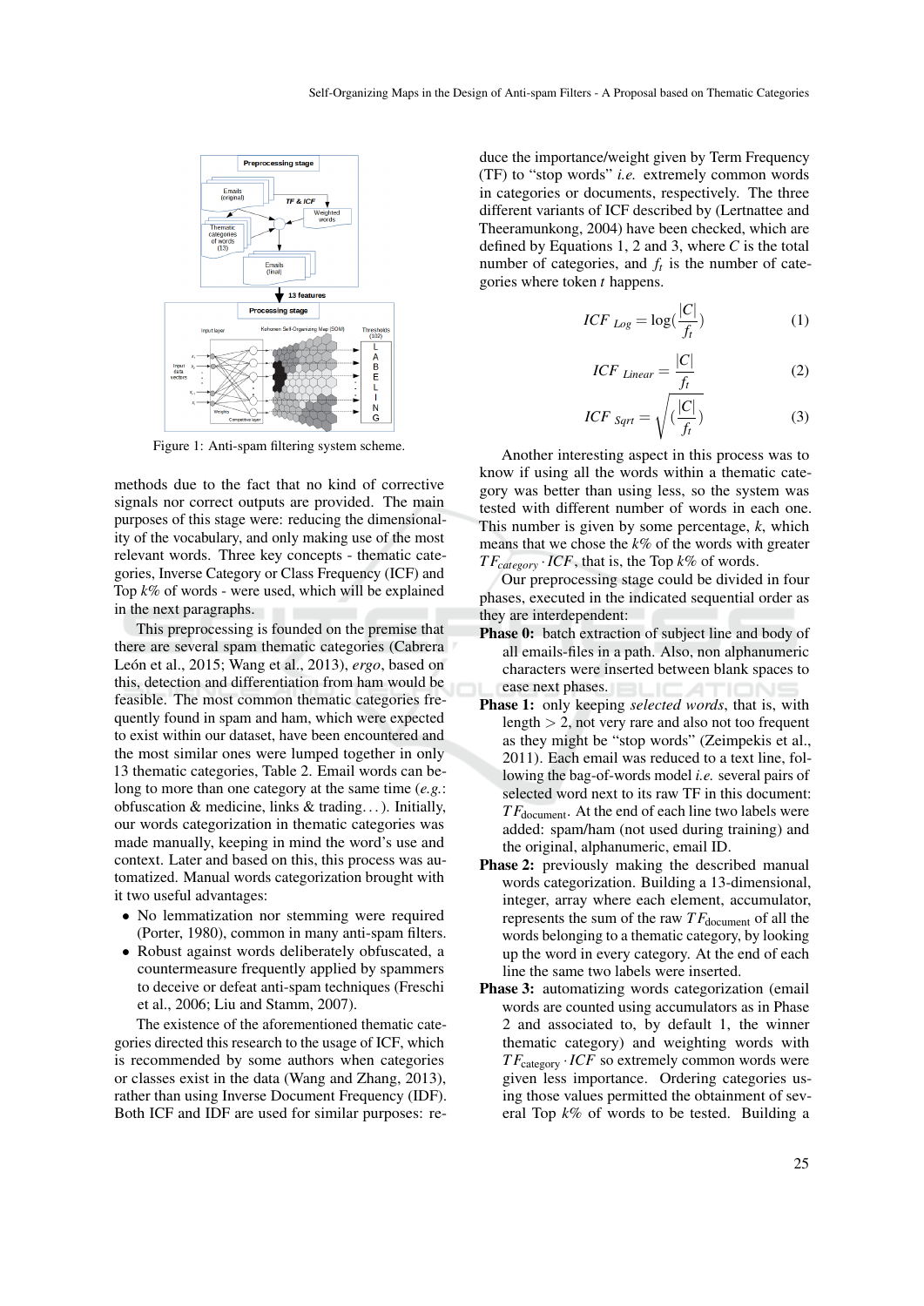Figure 1: Anti-spam filtering system scheme.

methods due to the fact that no kind of corrective signals nor correct outputs are provided. The main purposes of this stage were: reducing the dimensionality of the vocabulary, and only making use of the most relevant words. Three key concepts - thematic categories, Inverse Category or Class Frequency (ICF) and Top $k$% of words - were used, which will be explained in the next paragraphs.

This preprocessing is founded on the premise that there are several spam thematic categories (Cabrera León et al., 2015; Wang et al., 2013), *ergo*, based on this, detection and differentiation from ham would be feasible. The most common thematic categories frequently found in spam and ham, which were expected to exist within our dataset, have been encountered and the most similar ones were lumped together in only 13 thematic categories, Table 2. Email words can belong to more than one category at the same time (*e.g.*: obfuscation & medicine, links & trading...). Initially, our words categorization in thematic categories was made manually, keeping in mind the word's use and context. Later and based on this, this process was automatized. Manual words categorization brought with it two useful advantages:

- No lemmatization nor stemming were required (Porter, 1980), common in many anti-spam filters.
- Robust against words deliberately obfuscated, a countermeasure frequently applied by spammers to deceive or defeat anti-spam techniques (Freschi et al., 2006; Liu and Stamm, 2007).

The existence of the aforementioned thematic categories directed this research to the usage of ICF, which is recommended by some authors when categories or classes exist in the data (Wang and Zhang, 2013), rather than using Inverse Document Frequency (IDF). Both ICF and IDF are used for similar purposes: reduce the importance/weight given by Term Frequency (TF) to "stop words" *i.e.* extremely common words in categories or documents, respectively. The three different variants of ICF described by (Lertnattee and Theeramunkong, 2004) have been checked, which are defined by Equations 1, 2 and 3, where $C$ is the total number of categories, and $f_t$ is the number of categories where token $t$ happens.

$$ICF_{\ Log} = \log(\frac{|C|}{f_t}) \tag{1}$$

$$ICF_{\ Linear} = \frac{|C|}{f_t} \tag{2}$$

$$ICF_{\ Sqrt} = \sqrt{(\frac{|C|}{f_t})} \tag{3}$$

Another interesting aspect in this process was to know if using all the words within a thematic category was better than using less, so the system was tested with different number of words in each one. This number is given by some percentage, $k$, which means that we chose the $k$% of the words with greater $TF_{category} \cdot ICF$, that is, the Top $k$% of words.

Our preprocessing stage could be divided in four phases, executed in the indicated sequential order as they are interdependent:

**Phase 0:** batch extraction of subject line and body of all emails-files in a path. Also, non alphanumeric characters were inserted between blank spaces to ease next phases.

**Phase 1:** only keeping *selected words*, that is, with length $> 2$, not very rare and also not too frequent as they might be "stop words" (Zeimpekis et al., 2011). Each email was reduced to a text line, following the bag-of-words model *i.e.* several pairs of selected word next to its raw TF in this document: $TF_{\text{document}}$. At the end of each line two labels were added: spam/ham (not used during training) and the original, alphanumeric, email ID.

**Phase 2:** previously making the described manual words categorization. Building a 13-dimensional, integer, array where each element, accumulator, represents the sum of the raw $TF_{\text{document}}$ of all the words belonging to a thematic category, by looking up the word in every category. At the end of each line the same two labels were inserted.

**Phase 3:** automatizing words categorization (email words are counted using accumulators as in Phase 2 and associated to, by default 1, the winner thematic category) and weighting words with $TF_{\text{category}} \cdot ICF$ so extremely common words were given less importance. Ordering categories using those values permitted the obtainment of several Top $k$% of words to be tested. Building a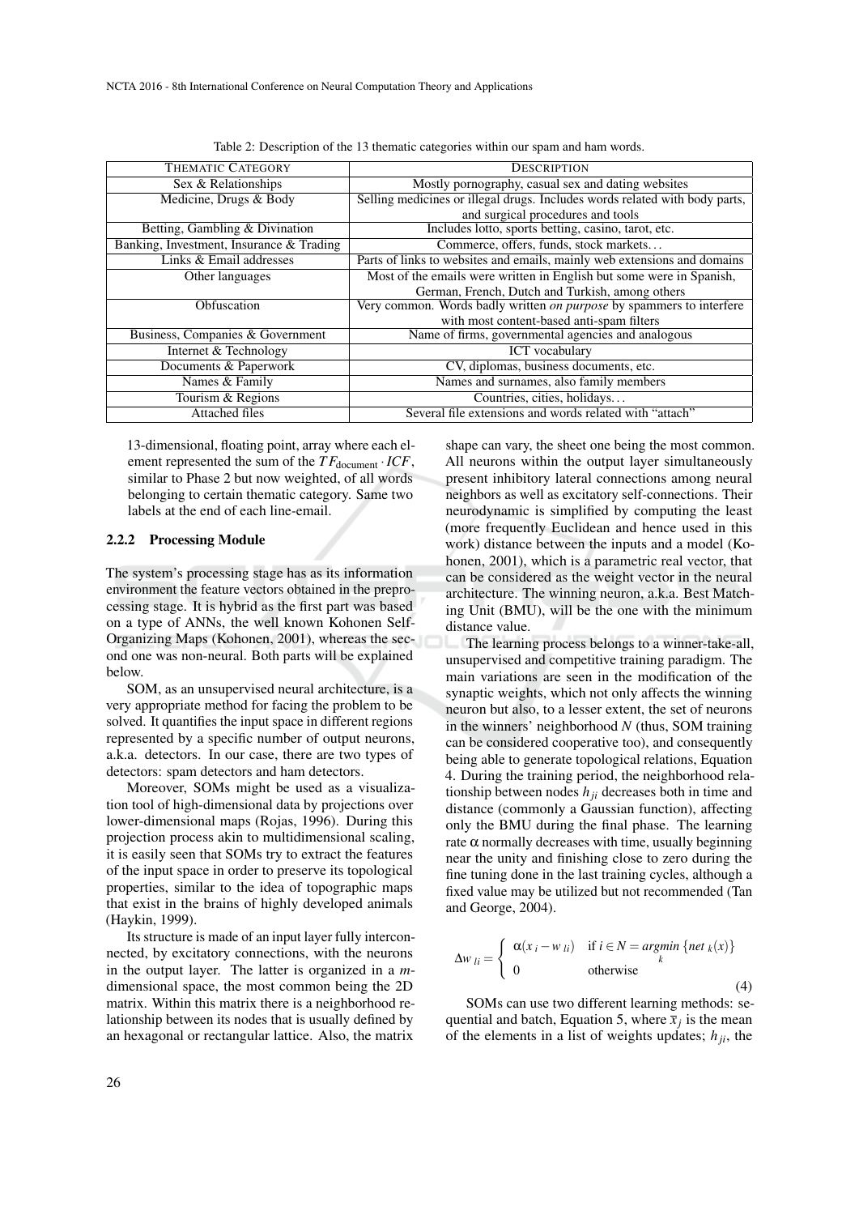Table 2: Description of the 13 thematic categories within our spam and ham words.

| THEMATIC CATEGORY | DESCRIPTION |
|---|---|
| Sex & Relationships | Mostly pornography, casual sex and dating websites |
| Medicine, Drugs & Body | Selling medicines or illegal drugs. Includes words related with body parts, and surgical procedures and tools |
| Betting, Gambling & Divination | Includes lotto, sports betting, casino, tarot, etc. |
| Banking, Investment, Insurance & Trading | Commerce, offers, funds, stock markets… |
| Links & Email addresses | Parts of links to websites and emails, mainly web extensions and domains |
| Other languages | Most of the emails were written in English but some were in Spanish, German, French, Dutch and Turkish, among others |
| Obfuscation | Very common. Words badly written *on purpose* by spammers to interfere with most content-based anti-spam filters |
| Business, Companies & Government | Name of firms, governmental agencies and analogous |
| Internet & Technology | ICT vocabulary |
| Documents & Paperwork | CV, diplomas, business documents, etc. |
| Names & Family | Names and surnames, also family members |
| Tourism & Regions | Countries, cities, holidays… |
| Attached files | Several file extensions and words related with "attach" |

13-dimensional, floating point, array where each element represented the sum of the $TF_{\text{document}} \cdot ICF$, similar to Phase 2 but now weighted, of all words belonging to certain thematic category. Same two labels at the end of each line-email.

### 2.2.2 Processing Module

The system's processing stage has as its information environment the feature vectors obtained in the preprocessing stage. It is hybrid as the first part was based on a type of ANNs, the well known Kohonen Self-Organizing Maps (Kohonen, 2001), whereas the second one was non-neural. Both parts will be explained below.

SOM, as an unsupervised neural architecture, is a very appropriate method for facing the problem to be solved. It quantifies the input space in different regions represented by a specific number of output neurons, a.k.a. detectors. In our case, there are two types of detectors: spam detectors and ham detectors.

Moreover, SOMs might be used as a visualization tool of high-dimensional data by projections over lower-dimensional maps (Rojas, 1996). During this projection process akin to multidimensional scaling, it is easily seen that SOMs try to extract the features of the input space in order to preserve its topological properties, similar to the idea of topographic maps that exist in the brains of highly developed animals (Haykin, 1999).

Its structure is made of an input layer fully interconnected, by excitatory connections, with the neurons in the output layer. The latter is organized in a $m$-dimensional space, the most common being the 2D matrix. Within this matrix there is a neighborhood relationship between its nodes that is usually defined by an hexagonal or rectangular lattice. Also, the matrix shape can vary, the sheet one being the most common. All neurons within the output layer simultaneously present inhibitory lateral connections among neural neighbors as well as excitatory self-connections. Their neurodynamic is simplified by computing the least (more frequently Euclidean and hence used in this work) distance between the inputs and a model (Kohonen, 2001), which is a parametric real vector, that can be considered as the weight vector in the neural architecture. The winning neuron, a.k.a. Best Matching Unit (BMU), will be the one with the minimum distance value.

The learning process belongs to a winner-take-all, unsupervised and competitive training paradigm. The main variations are seen in the modification of the synaptic weights, which not only affects the winning neuron but also, to a lesser extent, the set of neurons in the winners' neighborhood $N$ (thus, SOM training can be considered cooperative too), and consequently being able to generate topological relations, Equation 4. During the training period, the neighborhood relationship between nodes $h_{ji}$ decreases both in time and distance (commonly a Gaussian function), affecting only the BMU during the final phase. The learning rate $\alpha$ normally decreases with time, usually beginning near the unity and finishing close to zero during the fine tuning done in the last training cycles, although a fixed value may be utilized but not recommended (Tan and George, 2004).

$$\Delta w_{li} = \begin{cases} \alpha(x_i - w_{li}) & \text{if } i \in N = \underset{k}{argmin}\,\{net_k(x)\} \\ 0 & \text{otherwise} \end{cases} \tag{4}$$

SOMs can use two different learning methods: sequential and batch, Equation 5, where $\bar{x}_j$ is the mean of the elements in a list of weights updates; $h_{ji}$, the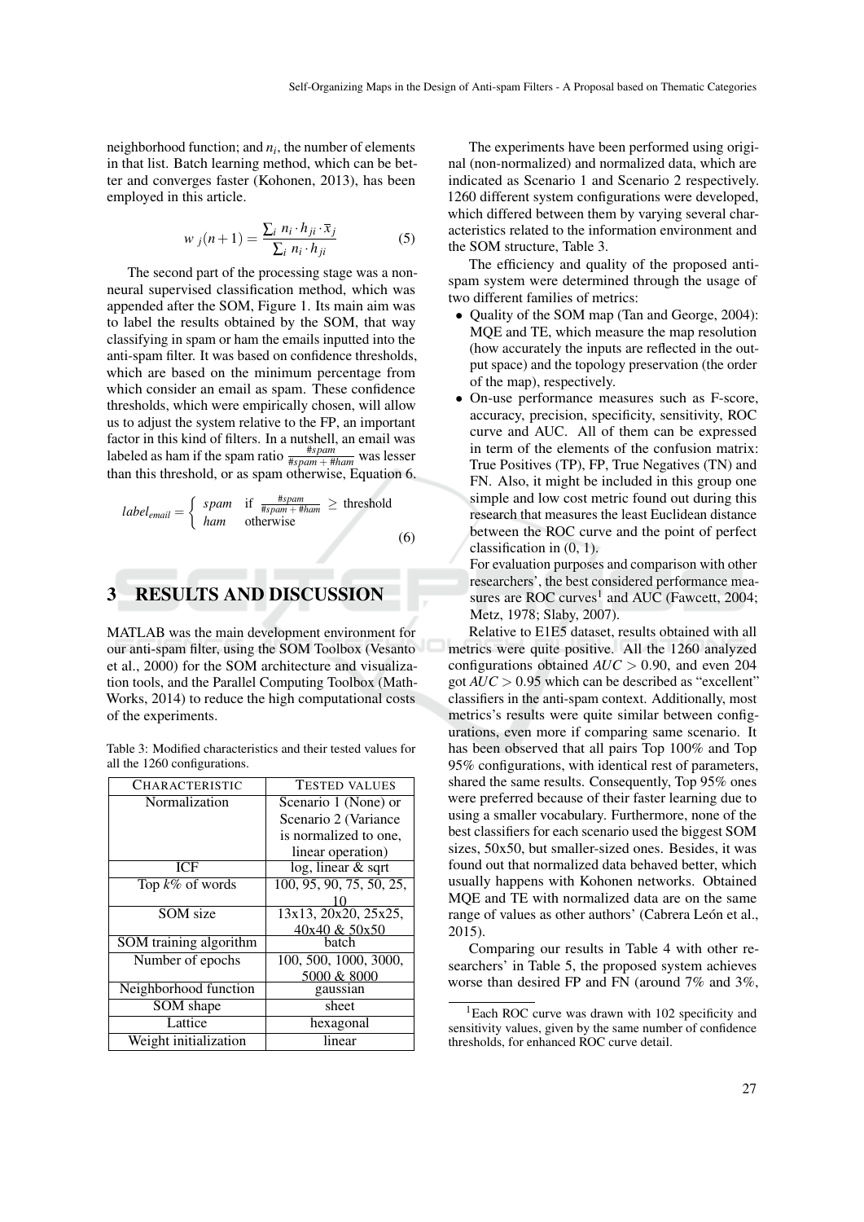neighborhood function; and $n_i$, the number of elements in that list. Batch learning method, which can be better and converges faster (Kohonen, 2013), has been employed in this article.

$$w_{j}(n+1) = \frac{\sum_i n_i \cdot h_{ji} \cdot \overline{x}_j}{\sum_i n_i \cdot h_{ji}} \quad (5)$$

The second part of the processing stage was a non-neural supervised classification method, which was appended after the SOM, Figure 1. Its main aim was to label the results obtained by the SOM, that way classifying in spam or ham the emails inputted into the anti-spam filter. It was based on confidence thresholds, which are based on the minimum percentage from which consider an email as spam. These confidence thresholds, which were empirically chosen, will allow us to adjust the system relative to the FP, an important factor in this kind of filters. In a nutshell, an email was labeled as ham if the spam ratio $\frac{\#spam}{\#spam + \#ham}$ was lesser than this threshold, or as spam otherwise, Equation 6.

$$label_{email} = \begin{cases} spam & \text{if } \frac{\#spam}{\#spam + \#ham} \geq \text{threshold} \\ ham & \text{otherwise} \end{cases} \quad (6)$$

## 3 RESULTS AND DISCUSSION

MATLAB was the main development environment for our anti-spam filter, using the SOM Toolbox (Vesanto et al., 2000) for the SOM architecture and visualization tools, and the Parallel Computing Toolbox (MathWorks, 2014) to reduce the high computational costs of the experiments.

Table 3: Modified characteristics and their tested values for all the 1260 configurations.

| CHARACTERISTIC | TESTED VALUES |
|---|---|
| Normalization | Scenario 1 (None) or Scenario 2 (Variance is normalized to one, linear operation) |
| ICF | log, linear & sqrt |
| Top $k$% of words | 100, 95, 90, 75, 50, 25, 10 |
| SOM size | 13x13, 20x20, 25x25, 40x40 & 50x50 |
| SOM training algorithm | batch |
| Number of epochs | 100, 500, 1000, 3000, 5000 & 8000 |
| Neighborhood function | gaussian |
| SOM shape | sheet |
| Lattice | hexagonal |
| Weight initialization | linear |

The experiments have been performed using original (non-normalized) and normalized data, which are indicated as Scenario 1 and Scenario 2 respectively. 1260 different system configurations were developed, which differed between them by varying several characteristics related to the information environment and the SOM structure, Table 3.

The efficiency and quality of the proposed anti-spam system were determined through the usage of two different families of metrics:

- Quality of the SOM map (Tan and George, 2004): MQE and TE, which measure the map resolution (how accurately the inputs are reflected in the output space) and the topology preservation (the order of the map), respectively.
- On-use performance measures such as F-score, accuracy, precision, specificity, sensitivity, ROC curve and AUC. All of them can be expressed in term of the elements of the confusion matrix: True Positives (TP), FP, True Negatives (TN) and FN. Also, it might be included in this group one simple and low cost metric found out during this research that measures the least Euclidean distance between the ROC curve and the point of perfect classification in (0, 1).

  For evaluation purposes and comparison with other researchers', the best considered performance measures are ROC curves[1] and AUC (Fawcett, 2004; Metz, 1978; Slaby, 2007).

Relative to E1E5 dataset, results obtained with all metrics were quite positive. All the 1260 analyzed configurations obtained $AUC > 0.90$, and even 204 got $AUC > 0.95$ which can be described as "excellent" classifiers in the anti-spam context. Additionally, most metrics's results were quite similar between configurations, even more if comparing same scenario. It has been observed that all pairs Top 100% and Top 95% configurations, with identical rest of parameters, shared the same results. Consequently, Top 95% ones were preferred because of their faster learning due to using a smaller vocabulary. Furthermore, none of the best classifiers for each scenario used the biggest SOM sizes, 50x50, but smaller-sized ones. Besides, it was found out that normalized data behaved better, which usually happens with Kohonen networks. Obtained MQE and TE with normalized data are on the same range of values as other authors' (Cabrera León et al., 2015).

Comparing our results in Table 4 with other researchers' in Table 5, the proposed system achieves worse than desired FP and FN (around 7% and 3%,

[1] Each ROC curve was drawn with 102 specificity and sensitivity values, given by the same number of confidence thresholds, for enhanced ROC curve detail.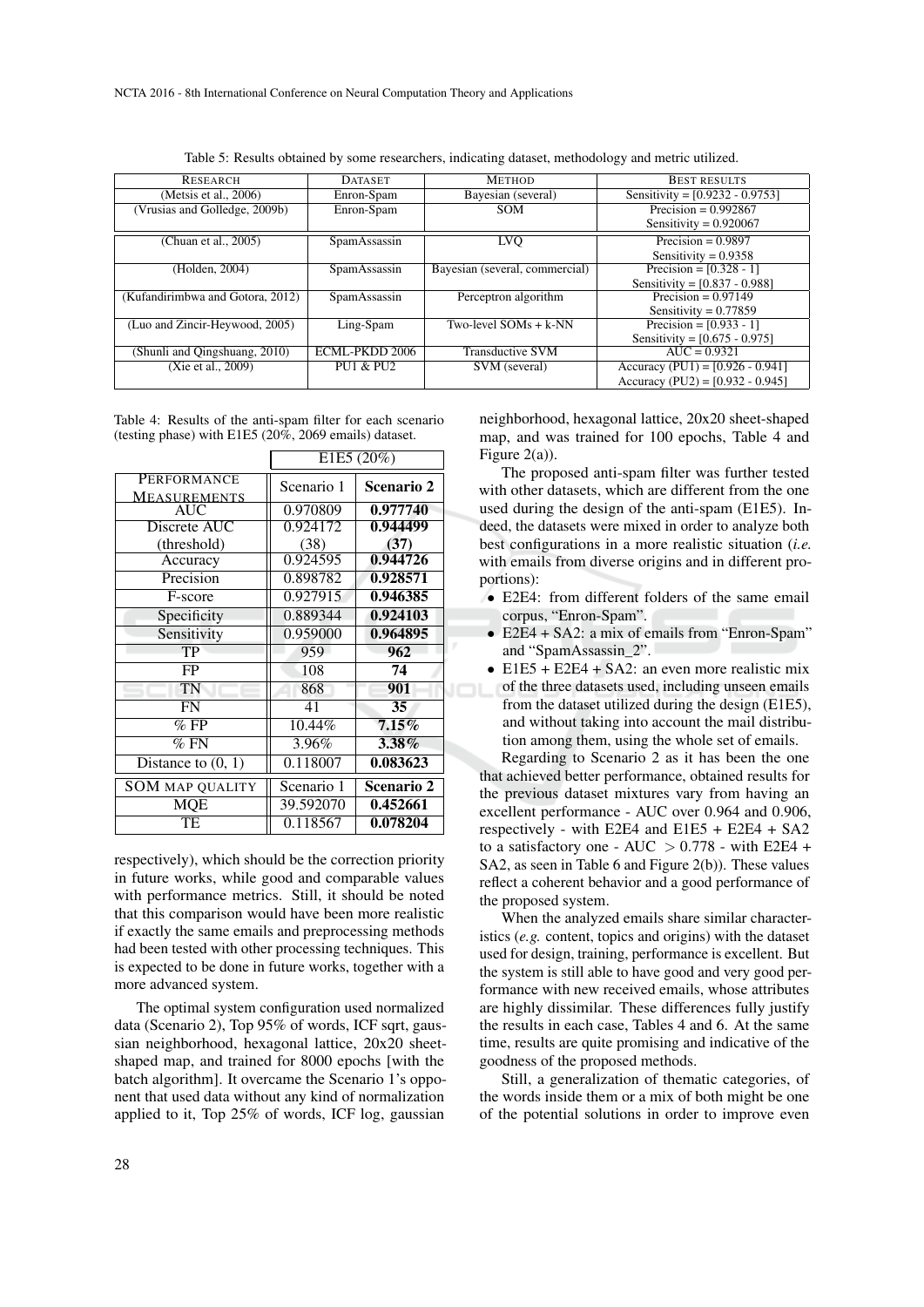Table 5: Results obtained by some researchers, indicating dataset, methodology and metric utilized.

| RESEARCH | DATASET | METHOD | BEST RESULTS |
|---|---|---|---|
| (Metsis et al., 2006) | Enron-Spam | Bayesian (several) | Sensitivity = [0.9232 - 0.9753] |
| (Vrusias and Golledge, 2009b) | Enron-Spam | SOM | Precision = 0.992867<br>Sensitivity = 0.920067 |
| (Chuan et al., 2005) | SpamAssassin | LVQ | Precision = 0.9897<br>Sensitivity = 0.9358 |
| (Holden, 2004) | SpamAssassin | Bayesian (several, commercial) | Precision = [0.328 - 1]<br>Sensitivity = [0.837 - 0.988] |
| (Kufandirimbwa and Gotora, 2012) | SpamAssassin | Perceptron algorithm | Precision = 0.97149<br>Sensitivity = 0.77859 |
| (Luo and Zincir-Heywood, 2005) | Ling-Spam | Two-level SOMs + k-NN | Precision = [0.933 - 1]<br>Sensitivity = [0.675 - 0.975] |
| (Shunli and Qingshuang, 2010) | ECML-PKDD 2006 | Transductive SVM | AUC = 0.9321 |
| (Xie et al., 2009) | PU1 & PU2 | SVM (several) | Accuracy (PU1) = [0.926 - 0.941]<br>Accuracy (PU2) = [0.932 - 0.945] |

Table 4: Results of the anti-spam filter for each scenario (testing phase) with E1E5 (20%, 2069 emails) dataset.

| | E1E5 (20%) | |
|---|---|---|
| PERFORMANCE MEASUREMENTS | Scenario 1 | **Scenario 2** |
| AUC | 0.970809 | **0.977740** |
| Discrete AUC (threshold) | 0.924172 (38) | **0.944499 (37)** |
| Accuracy | 0.924595 | **0.944726** |
| Precision | 0.898782 | **0.928571** |
| F-score | 0.927915 | **0.946385** |
| Specificity | 0.889344 | **0.924103** |
| Sensitivity | 0.959000 | **0.964895** |
| TP | 959 | **962** |
| FP | 108 | **74** |
| TN | 868 | **901** |
| FN | 41 | **35** |
| % FP | 10.44% | **7.15%** |
| % FN | 3.96% | **3.38%** |
| Distance to (0, 1) | 0.118007 | **0.083623** |
| SOM MAP QUALITY | Scenario 1 | **Scenario 2** |
| MQE | 39.592070 | **0.452661** |
| TE | 0.118567 | **0.078204** |

respectively), which should be the correction priority in future works, while good and comparable values with performance metrics. Still, it should be noted that this comparison would have been more realistic if exactly the same emails and preprocessing methods had been tested with other processing techniques. This is expected to be done in future works, together with a more advanced system.

The optimal system configuration used normalized data (Scenario 2), Top 95% of words, ICF sqrt, gaussian neighborhood, hexagonal lattice, 20x20 sheet-shaped map, and trained for 8000 epochs [with the batch algorithm]. It overcame the Scenario 1's opponent that used data without any kind of normalization applied to it, Top 25% of words, ICF log, gaussian neighborhood, hexagonal lattice, 20x20 sheet-shaped map, and was trained for 100 epochs, Table 4 and Figure 2(a)).

The proposed anti-spam filter was further tested with other datasets, which are different from the one used during the design of the anti-spam (E1E5). Indeed, the datasets were mixed in order to analyze both best configurations in a more realistic situation (*i.e.* with emails from diverse origins and in different proportions):

- E2E4: from different folders of the same email corpus, "Enron-Spam".
- E2E4 + SA2: a mix of emails from "Enron-Spam" and "SpamAssassin_2".
- E1E5 + E2E4 + SA2: an even more realistic mix of the three datasets used, including unseen emails from the dataset utilized during the design (E1E5), and without taking into account the mail distribution among them, using the whole set of emails.

Regarding to Scenario 2 as it has been the one that achieved better performance, obtained results for the previous dataset mixtures vary from having an excellent performance - AUC over 0.964 and 0.906, respectively - with E2E4 and E1E5 + E2E4 + SA2 to a satisfactory one - AUC $> 0.778$ - with E2E4 + SA2, as seen in Table 6 and Figure 2(b)). These values reflect a coherent behavior and a good performance of the proposed system.

When the analyzed emails share similar characteristics (*e.g.* content, topics and origins) with the dataset used for design, training, performance is excellent. But the system is still able to have good and very good performance with new received emails, whose attributes are highly dissimilar. These differences fully justify the results in each case, Tables 4 and 6. At the same time, results are quite promising and indicative of the goodness of the proposed methods.

Still, a generalization of thematic categories, of the words inside them or a mix of both might be one of the potential solutions in order to improve even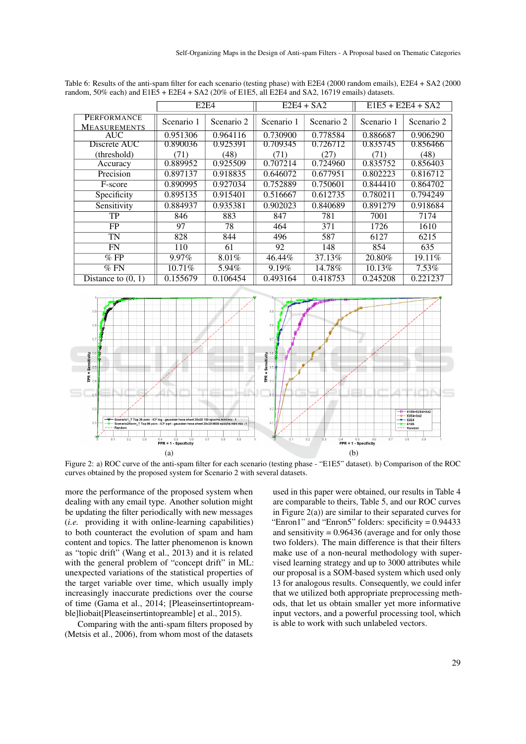Table 6: Results of the anti-spam filter for each scenario (testing phase) with E2E4 (2000 random emails), E2E4 + SA2 (2000 random, 50% each) and E1E5 + E2E4 + SA2 (20% of E1E5, all E2E4 and SA2, 16719 emails) datasets.

| | E2E4 | | E2E4 + SA2 | | E1E5 + E2E4 + SA2 | |
|---|---|---|---|---|---|---|
| PERFORMANCE MEASUREMENTS | Scenario 1 | Scenario 2 | Scenario 1 | Scenario 2 | Scenario 1 | Scenario 2 |
| AUC | 0.951306 | 0.964116 | 0.730900 | 0.778584 | 0.886687 | 0.906290 |
| Discrete AUC (threshold) | 0.890036 (71) | 0.925391 (48) | 0.709345 (71) | 0.726712 (27) | 0.835745 (71) | 0.856466 (48) |
| Accuracy | 0.889952 | 0.925509 | 0.707214 | 0.724960 | 0.835752 | 0.856403 |
| Precision | 0.897137 | 0.918835 | 0.646072 | 0.677951 | 0.802223 | 0.816712 |
| F-score | 0.890995 | 0.927034 | 0.752889 | 0.750601 | 0.844410 | 0.864702 |
| Specificity | 0.895135 | 0.915401 | 0.516667 | 0.612735 | 0.780211 | 0.794249 |
| Sensitivity | 0.884937 | 0.935381 | 0.902023 | 0.840689 | 0.891279 | 0.918684 |
| TP | 846 | 883 | 847 | 781 | 7001 | 7174 |
| FP | 97 | 78 | 464 | 371 | 1726 | 1610 |
| TN | 828 | 844 | 496 | 587 | 6127 | 6215 |
| FN | 110 | 61 | 92 | 148 | 854 | 635 |
| % FP | 9.97% | 8.01% | 46.44% | 37.13% | 20.80% | 19.11% |
| % FN | 10.71% | 5.94% | 9.19% | 14.78% | 10.13% | 7.53% |
| Distance to (0, 1) | 0.155679 | 0.106454 | 0.493164 | 0.418753 | 0.245208 | 0.221237 |

(a) (b)

Figure 2: a) ROC curve of the anti-spam filter for each scenario (testing phase - "E1E5" dataset). b) Comparison of the ROC curves obtained by the proposed system for Scenario 2 with several datasets.

more the performance of the proposed system when dealing with any email type. Another solution might be updating the filter periodically with new messages (*i.e.* providing it with online-learning capabilities) to both counteract the evolution of spam and ham content and topics. The latter phenomenon is known as "topic drift" (Wang et al., 2013) and it is related with the general problem of "concept drift" in ML: unexpected variations of the statistical properties of the target variable over time, which usually imply increasingly inaccurate predictions over the course of time (Gama et al., 2014; [Pleaseinsertintopreamble]liobait[Pleaseinsertintopreamble] et al., 2015).

Comparing with the anti-spam filters proposed by (Metsis et al., 2006), from whom most of the datasets used in this paper were obtained, our results in Table 4 are comparable to theirs, Table 5, and our ROC curves in Figure 2(a)) are similar to their separated curves for "Enron1" and "Enron5" folders: specificity = 0.94433 and sensitivity = 0.96436 (average and for only those two folders). The main difference is that their filters make use of a non-neural methodology with supervised learning strategy and up to 3000 attributes while our proposal is a SOM-based system which used only 13 for analogous results. Consequently, we could infer that we utilized both appropriate preprocessing methods, that let us obtain smaller yet more informative input vectors, and a powerful processing tool, which is able to work with such unlabeled vectors.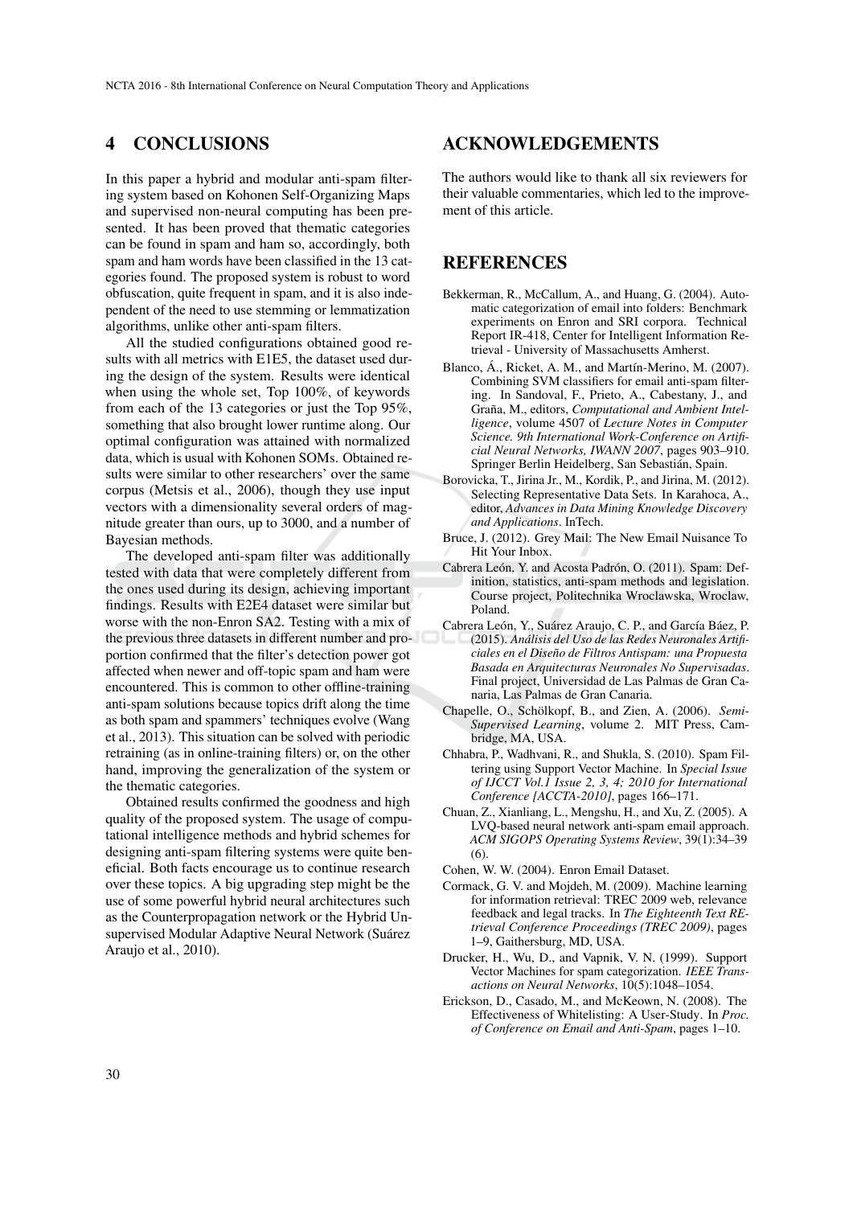## 4 CONCLUSIONS

In this paper a hybrid and modular anti-spam filtering system based on Kohonen Self-Organizing Maps and supervised non-neural computing has been presented. It has been proved that thematic categories can be found in spam and ham so, accordingly, both spam and ham words have been classified in the 13 categories found. The proposed system is robust to word obfuscation, quite frequent in spam, and it is also independent of the need to use stemming or lemmatization algorithms, unlike other anti-spam filters.

All the studied configurations obtained good results with all metrics with E1E5, the dataset used during the design of the system. Results were identical when using the whole set, Top 100%, of keywords from each of the 13 categories or just the Top 95%, something that also brought lower runtime along. Our optimal configuration was attained with normalized data, which is usual with Kohonen SOMs. Obtained results were similar to other researchers' over the same corpus (Metsis et al., 2006), though they use input vectors with a dimensionality several orders of magnitude greater than ours, up to 3000, and a number of Bayesian methods.

The developed anti-spam filter was additionally tested with data that were completely different from the ones used during its design, achieving important findings. Results with E2E4 dataset were similar but worse with the non-Enron SA2. Testing with a mix of the previous three datasets in different number and proportion confirmed that the filter's detection power got affected when newer and off-topic spam and ham were encountered. This is common to other offline-training anti-spam solutions because topics drift along the time as both spam and spammers' techniques evolve (Wang et al., 2013). This situation can be solved with periodic retraining (as in online-training filters) or, on the other hand, improving the generalization of the system or the thematic categories.

Obtained results confirmed the goodness and high quality of the proposed system. The usage of computational intelligence methods and hybrid schemes for designing anti-spam filtering systems were quite beneficial. Both facts encourage us to continue research over these topics. A big upgrading step might be the use of some powerful hybrid neural architectures such as the Counterpropagation network or the Hybrid Unsupervised Modular Adaptive Neural Network (Suárez Araujo et al., 2010).

## ACKNOWLEDGEMENTS

The authors would like to thank all six reviewers for their valuable commentaries, which led to the improvement of this article.

## REFERENCES

Bekkerman, R., McCallum, A., and Huang, G. (2004). Automatic categorization of email into folders: Benchmark experiments on Enron and SRI corpora. Technical Report IR-418, Center for Intelligent Information Retrieval - University of Massachusetts Amherst.

Blanco, Á., Ricket, A. M., and Martín-Merino, M. (2007). Combining SVM classifiers for email anti-spam filtering. In Sandoval, F., Prieto, A., Cabestany, J., and Graña, M., editors, *Computational and Ambient Intelligence*, volume 4507 of *Lecture Notes in Computer Science. 9th International Work-Conference on Artificial Neural Networks, IWANN 2007*, pages 903–910. Springer Berlin Heidelberg, San Sebastián, Spain.

Borovicka, T., Jirina Jr., M., Kordik, P., and Jirina, M. (2012). Selecting Representative Data Sets. In Karahoca, A., editor, *Advances in Data Mining Knowledge Discovery and Applications*. InTech.

Bruce, J. (2012). Grey Mail: The New Email Nuisance To Hit Your Inbox.

Cabrera León, Y. and Acosta Padrón, O. (2011). Spam: Definition, statistics, anti-spam methods and legislation. Course project, Politechnika Wroclawska, Wroclaw, Poland.

Cabrera León, Y., Suárez Araujo, C. P., and García Báez, P. (2015). *Análisis del Uso de las Redes Neuronales Artificiales en el Diseño de Filtros Antispam: una Propuesta Basada en Arquitecturas Neuronales No Supervisadas*. Final project, Universidad de Las Palmas de Gran Canaria, Las Palmas de Gran Canaria.

Chapelle, O., Schölkopf, B., and Zien, A. (2006). *Semi-Supervised Learning*, volume 2. MIT Press, Cambridge, MA, USA.

Chhabra, P., Wadhvani, R., and Shukla, S. (2010). Spam Filtering using Support Vector Machine. In *Special Issue of IJCCT Vol.1 Issue 2, 3, 4; 2010 for International Conference [ACCTA-2010]*, pages 166–171.

Chuan, Z., Xianliang, L., Mengshu, H., and Xu, Z. (2005). A LVQ-based neural network anti-spam email approach. *ACM SIGOPS Operating Systems Review*, 39(1):34–39 (6).

Cohen, W. W. (2004). Enron Email Dataset.

Cormack, G. V. and Mojdeh, M. (2009). Machine learning for information retrieval: TREC 2009 web, relevance feedback and legal tracks. In *The Eighteenth Text REtrieval Conference Proceedings (TREC 2009)*, pages 1–9, Gaithersburg, MD, USA.

Drucker, H., Wu, D., and Vapnik, V. N. (1999). Support Vector Machines for spam categorization. *IEEE Transactions on Neural Networks*, 10(5):1048–1054.

Erickson, D., Casado, M., and McKeown, N. (2008). The Effectiveness of Whitelisting: A User-Study. In *Proc. of Conference on Email and Anti-Spam*, pages 1–10.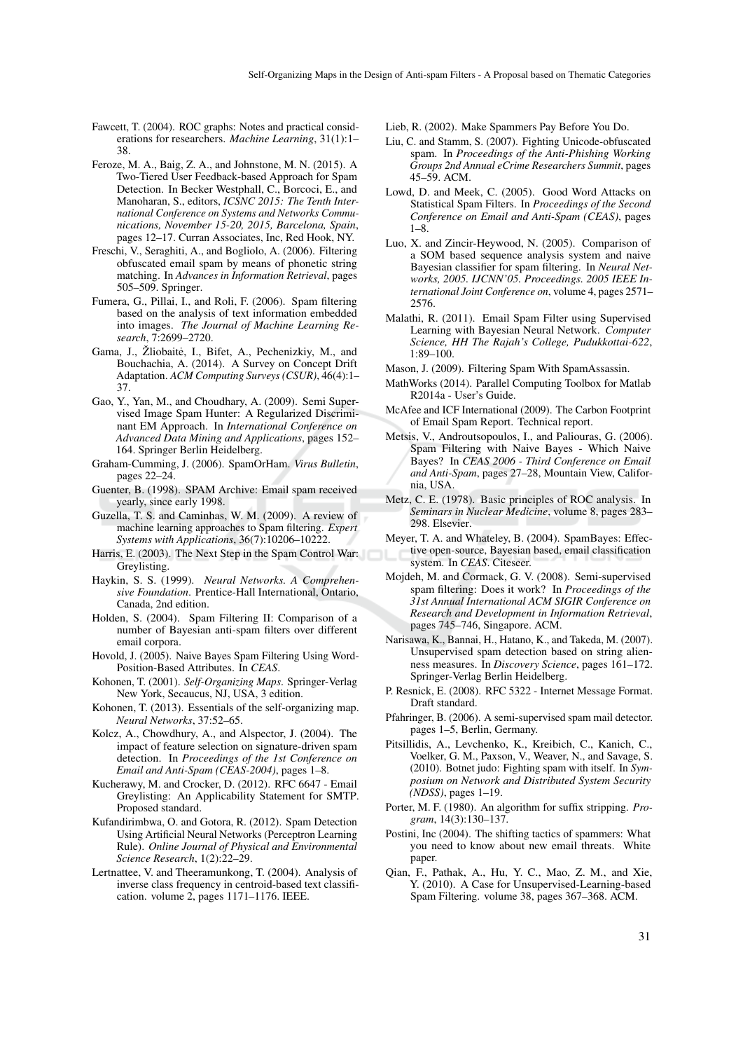Fawcett, T. (2004). ROC graphs: Notes and practical considerations for researchers. *Machine Learning*, 31(1):1–38.

Feroze, M. A., Baig, Z. A., and Johnstone, M. N. (2015). A Two-Tiered User Feedback-based Approach for Spam Detection. In Becker Westphall, C., Borcoci, E., and Manoharan, S., editors, *ICSNC 2015: The Tenth International Conference on Systems and Networks Communications, November 15-20, 2015, Barcelona, Spain*, pages 12–17. Curran Associates, Inc, Red Hook, NY.

Freschi, V., Seraghiti, A., and Bogliolo, A. (2006). Filtering obfuscated email spam by means of phonetic string matching. In *Advances in Information Retrieval*, pages 505–509. Springer.

Fumera, G., Pillai, I., and Roli, F. (2006). Spam filtering based on the analysis of text information embedded into images. *The Journal of Machine Learning Research*, 7:2699–2720.

Gama, J., Žliobaitė, I., Bifet, A., Pechenizkiy, M., and Bouchachia, A. (2014). A Survey on Concept Drift Adaptation. *ACM Computing Surveys (CSUR)*, 46(4):1–37.

Gao, Y., Yan, M., and Choudhary, A. (2009). Semi Supervised Image Spam Hunter: A Regularized Discriminant EM Approach. In *International Conference on Advanced Data Mining and Applications*, pages 152–164. Springer Berlin Heidelberg.

Graham-Cumming, J. (2006). SpamOrHam. *Virus Bulletin*, pages 22–24.

Guenter, B. (1998). SPAM Archive: Email spam received yearly, since early 1998.

Guzella, T. S. and Caminhas, W. M. (2009). A review of machine learning approaches to Spam filtering. *Expert Systems with Applications*, 36(7):10206–10222.

Harris, E. (2003). The Next Step in the Spam Control War: Greylisting.

Haykin, S. S. (1999). *Neural Networks. A Comprehensive Foundation*. Prentice-Hall International, Ontario, Canada, 2nd edition.

Holden, S. (2004). Spam Filtering II: Comparison of a number of Bayesian anti-spam filters over different email corpora.

Hovold, J. (2005). Naive Bayes Spam Filtering Using Word-Position-Based Attributes. In *CEAS*.

Kohonen, T. (2001). *Self-Organizing Maps*. Springer-Verlag New York, Secaucus, NJ, USA, 3 edition.

Kohonen, T. (2013). Essentials of the self-organizing map. *Neural Networks*, 37:52–65.

Kolcz, A., Chowdhury, A., and Alspector, J. (2004). The impact of feature selection on signature-driven spam detection. In *Proceedings of the 1st Conference on Email and Anti-Spam (CEAS-2004)*, pages 1–8.

Kucherawy, M. and Crocker, D. (2012). RFC 6647 - Email Greylisting: An Applicability Statement for SMTP. Proposed standard.

Kufandirimbwa, O. and Gotora, R. (2012). Spam Detection Using Artificial Neural Networks (Perceptron Learning Rule). *Online Journal of Physical and Environmental Science Research*, 1(2):22–29.

Lertnattee, V. and Theeramunkong, T. (2004). Analysis of inverse class frequency in centroid-based text classification. volume 2, pages 1171–1176. IEEE.

Lieb, R. (2002). Make Spammers Pay Before You Do.

Liu, C. and Stamm, S. (2007). Fighting Unicode-obfuscated spam. In *Proceedings of the Anti-Phishing Working Groups 2nd Annual eCrime Researchers Summit*, pages 45–59. ACM.

Lowd, D. and Meek, C. (2005). Good Word Attacks on Statistical Spam Filters. In *Proceedings of the Second Conference on Email and Anti-Spam (CEAS)*, pages 1–8.

Luo, X. and Zincir-Heywood, N. (2005). Comparison of a SOM based sequence analysis system and naive Bayesian classifier for spam filtering. In *Neural Networks, 2005. IJCNN'05. Proceedings. 2005 IEEE International Joint Conference on*, volume 4, pages 2571–2576.

Malathi, R. (2011). Email Spam Filter using Supervised Learning with Bayesian Neural Network. *Computer Science, HH The Rajah's College, Pudukkottai-622*, 1:89–100.

Mason, J. (2009). Filtering Spam With SpamAssassin.

MathWorks (2014). Parallel Computing Toolbox for Matlab R2014a - User's Guide.

McAfee and ICF International (2009). The Carbon Footprint of Email Spam Report. Technical report.

Metsis, V., Androutsopoulos, I., and Paliouras, G. (2006). Spam Filtering with Naive Bayes - Which Naive Bayes? In *CEAS 2006 - Third Conference on Email and Anti-Spam*, pages 27–28, Mountain View, California, USA.

Metz, C. E. (1978). Basic principles of ROC analysis. In *Seminars in Nuclear Medicine*, volume 8, pages 283–298. Elsevier.

Meyer, T. A. and Whateley, B. (2004). SpamBayes: Effective open-source, Bayesian based, email classification system. In *CEAS*. Citeseer.

Mojdeh, M. and Cormack, G. V. (2008). Semi-supervised spam filtering: Does it work? In *Proceedings of the 31st Annual International ACM SIGIR Conference on Research and Development in Information Retrieval*, pages 745–746, Singapore. ACM.

Narisawa, K., Bannai, H., Hatano, K., and Takeda, M. (2007). Unsupervised spam detection based on string alienness measures. In *Discovery Science*, pages 161–172. Springer-Verlag Berlin Heidelberg.

P. Resnick, E. (2008). RFC 5322 - Internet Message Format. Draft standard.

Pfahringer, B. (2006). A semi-supervised spam mail detector. pages 1–5, Berlin, Germany.

Pitsillidis, A., Levchenko, K., Kreibich, C., Kanich, C., Voelker, G. M., Paxson, V., Weaver, N., and Savage, S. (2010). Botnet judo: Fighting spam with itself. In *Symposium on Network and Distributed System Security (NDSS)*, pages 1–19.

Porter, M. F. (1980). An algorithm for suffix stripping. *Program*, 14(3):130–137.

Postini, Inc (2004). The shifting tactics of spammers: What you need to know about new email threats. White paper.

Qian, F., Pathak, A., Hu, Y. C., Mao, Z. M., and Xie, Y. (2010). A Case for Unsupervised-Learning-based Spam Filtering. volume 38, pages 367–368. ACM.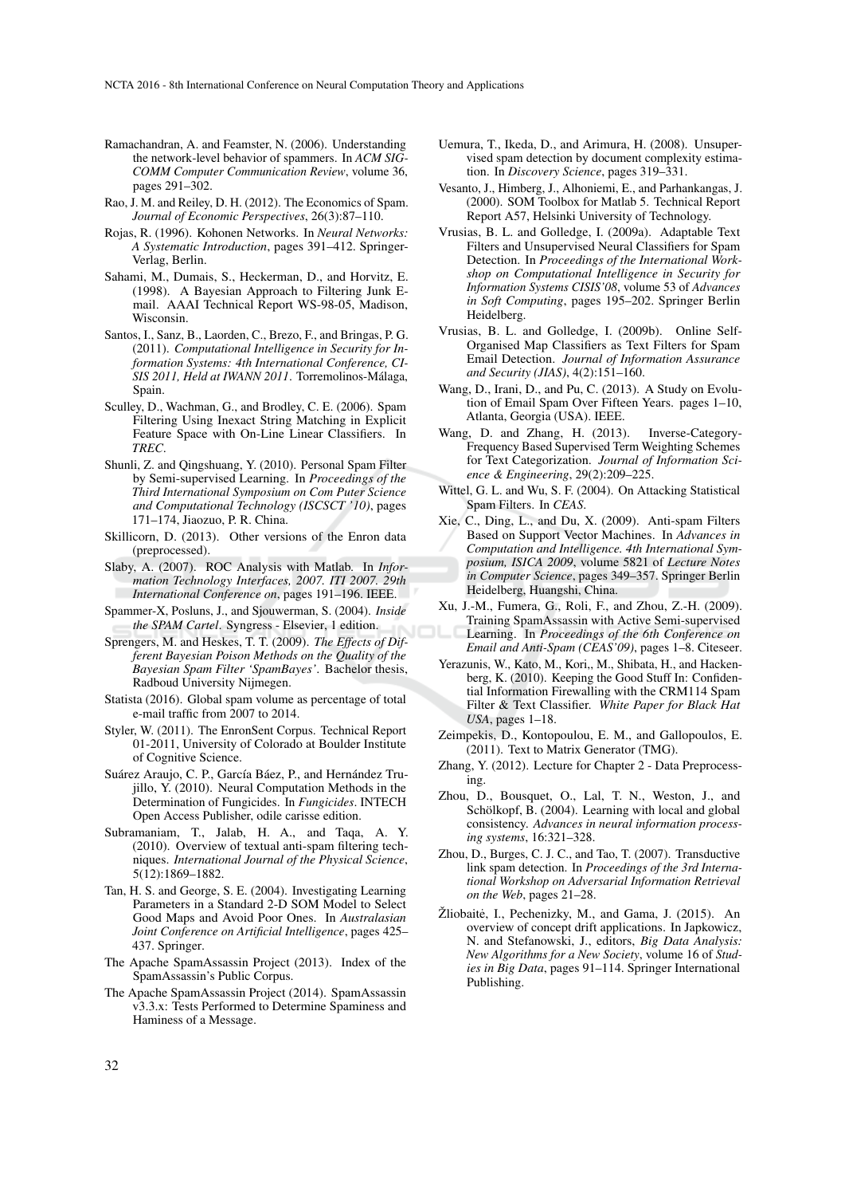Ramachandran, A. and Feamster, N. (2006). Understanding the network-level behavior of spammers. In *ACM SIGCOMM Computer Communication Review*, volume 36, pages 291–302.

Rao, J. M. and Reiley, D. H. (2012). The Economics of Spam. *Journal of Economic Perspectives*, 26(3):87–110.

Rojas, R. (1996). Kohonen Networks. In *Neural Networks: A Systematic Introduction*, pages 391–412. Springer-Verlag, Berlin.

Sahami, M., Dumais, S., Heckerman, D., and Horvitz, E. (1998). A Bayesian Approach to Filtering Junk E-mail. AAAI Technical Report WS-98-05, Madison, Wisconsin.

Santos, I., Sanz, B., Laorden, C., Brezo, F., and Bringas, P. G. (2011). *Computational Intelligence in Security for Information Systems: 4th International Conference, CISIS 2011, Held at IWANN 2011*. Torremolinos-Málaga, Spain.

Sculley, D., Wachman, G., and Brodley, C. E. (2006). Spam Filtering Using Inexact String Matching in Explicit Feature Space with On-Line Linear Classifiers. In *TREC*.

Shunli, Z. and Qingshuang, Y. (2010). Personal Spam Filter by Semi-supervised Learning. In *Proceedings of the Third International Symposium on Com Puter Science and Computational Technology (ISCSCT '10)*, pages 171–174, Jiaozuo, P. R. China.

Skillicorn, D. (2013). Other versions of the Enron data (preprocessed).

Slaby, A. (2007). ROC Analysis with Matlab. In *Information Technology Interfaces, 2007. ITI 2007. 29th International Conference on*, pages 191–196. IEEE.

Spammer-X, Posluns, J., and Sjouwerman, S. (2004). *Inside the SPAM Cartel*. Syngress - Elsevier, 1 edition.

Sprengers, M. and Heskes, T. T. (2009). *The Effects of Different Bayesian Poison Methods on the Quality of the Bayesian Spam Filter 'SpamBayes'*. Bachelor thesis, Radboud University Nijmegen.

Statista (2016). Global spam volume as percentage of total e-mail traffic from 2007 to 2014.

Styler, W. (2011). The EnronSent Corpus. Technical Report 01-2011, University of Colorado at Boulder Institute of Cognitive Science.

Suárez Araujo, C. P., García Báez, P., and Hernández Trujillo, Y. (2010). Neural Computation Methods in the Determination of Fungicides. In *Fungicides*. INTECH Open Access Publisher, odile carisse edition.

Subramaniam, T., Jalab, H. A., and Taqa, A. Y. (2010). Overview of textual anti-spam filtering techniques. *International Journal of the Physical Science*, 5(12):1869–1882.

Tan, H. S. and George, S. E. (2004). Investigating Learning Parameters in a Standard 2-D SOM Model to Select Good Maps and Avoid Poor Ones. In *Australasian Joint Conference on Artificial Intelligence*, pages 425–437. Springer.

The Apache SpamAssassin Project (2013). Index of the SpamAssassin's Public Corpus.

The Apache SpamAssassin Project (2014). SpamAssassin v3.3.x: Tests Performed to Determine Spaminess and Haminess of a Message.

Uemura, T., Ikeda, D., and Arimura, H. (2008). Unsupervised spam detection by document complexity estimation. In *Discovery Science*, pages 319–331.

Vesanto, J., Himberg, J., Alhoniemi, E., and Parhankangas, J. (2000). SOM Toolbox for Matlab 5. Technical Report Report A57, Helsinki University of Technology.

Vrusias, B. L. and Golledge, I. (2009a). Adaptable Text Filters and Unsupervised Neural Classifiers for Spam Detection. In *Proceedings of the International Workshop on Computational Intelligence in Security for Information Systems CISIS'08*, volume 53 of *Advances in Soft Computing*, pages 195–202. Springer Berlin Heidelberg.

Vrusias, B. L. and Golledge, I. (2009b). Online Self-Organised Map Classifiers as Text Filters for Spam Email Detection. *Journal of Information Assurance and Security (JIAS)*, 4(2):151–160.

Wang, D., Irani, D., and Pu, C. (2013). A Study on Evolution of Email Spam Over Fifteen Years. pages 1–10, Atlanta, Georgia (USA). IEEE.

Wang, D. and Zhang, H. (2013). Inverse-Category-Frequency Based Supervised Term Weighting Schemes for Text Categorization. *Journal of Information Science & Engineering*, 29(2):209–225.

Wittel, G. L. and Wu, S. F. (2004). On Attacking Statistical Spam Filters. In *CEAS*.

Xie, C., Ding, L., and Du, X. (2009). Anti-spam Filters Based on Support Vector Machines. In *Advances in Computation and Intelligence. 4th International Symposium, ISICA 2009*, volume 5821 of *Lecture Notes in Computer Science*, pages 349–357. Springer Berlin Heidelberg, Huangshi, China.

Xu, J.-M., Fumera, G., Roli, F., and Zhou, Z.-H. (2009). Training SpamAssassin with Active Semi-supervised Learning. In *Proceedings of the 6th Conference on Email and Anti-Spam (CEAS'09)*, pages 1–8. Citeseer.

Yerazunis, W., Kato, M., Kori,, M., Shibata, H., and Hackenberg, K. (2010). Keeping the Good Stuff In: Confidential Information Firewalling with the CRM114 Spam Filter & Text Classifier. *White Paper for Black Hat USA*, pages 1–18.

Zeimpekis, D., Kontopoulou, E. M., and Gallopoulos, E. (2011). Text to Matrix Generator (TMG).

Zhang, Y. (2012). Lecture for Chapter 2 - Data Preprocessing.

Zhou, D., Bousquet, O., Lal, T. N., Weston, J., and Schölkopf, B. (2004). Learning with local and global consistency. *Advances in neural information processing systems*, 16:321–328.

Zhou, D., Burges, C. J. C., and Tao, T. (2007). Transductive link spam detection. In *Proceedings of the 3rd International Workshop on Adversarial Information Retrieval on the Web*, pages 21–28.

Žliobaitė, I., Pechenizky, M., and Gama, J. (2015). An overview of concept drift applications. In Japkowicz, N. and Stefanowski, J., editors, *Big Data Analysis: New Algorithms for a New Society*, volume 16 of *Studies in Big Data*, pages 91–114. Springer International Publishing.